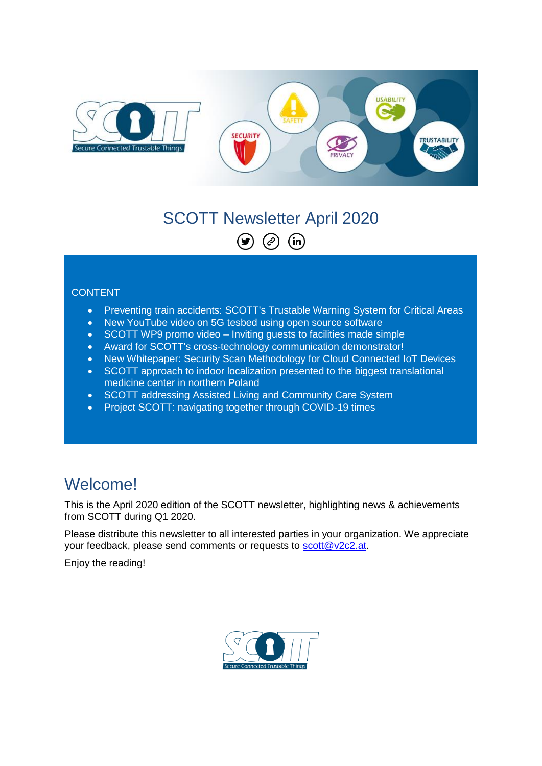# SCOTT Newsletter April 2020

CONTENT

- Preventing train accidents: SCOTT's Trustable Warning System for Critical Areas
- New YouTube video on 5G tesbed using open source software
- SCOTT WP9 promo video – Inviting guests to facilities made simple
- Award for SCOTT's cross-technology communication demonstrator!
- New Whitepaper: Security Scan Methodology for Cloud Connected IoT Devices
- SCOTT approach to indoor localization presented to the biggest translational medicine center in northern Poland
- SCOTT addressing Assisted Living and Community Care System
- Project SCOTT: navigating together through COVID-19 times

## Welcome!

This is the April 2020 edition of the SCOTT newsletter, highlighting news & achievements from SCOTT during Q1 2020.

Please distribute this newsletter to all interested parties in your organization. We appreciate your feedback, please send comments or requests to scott@v2c2.at.

Enjoy the reading!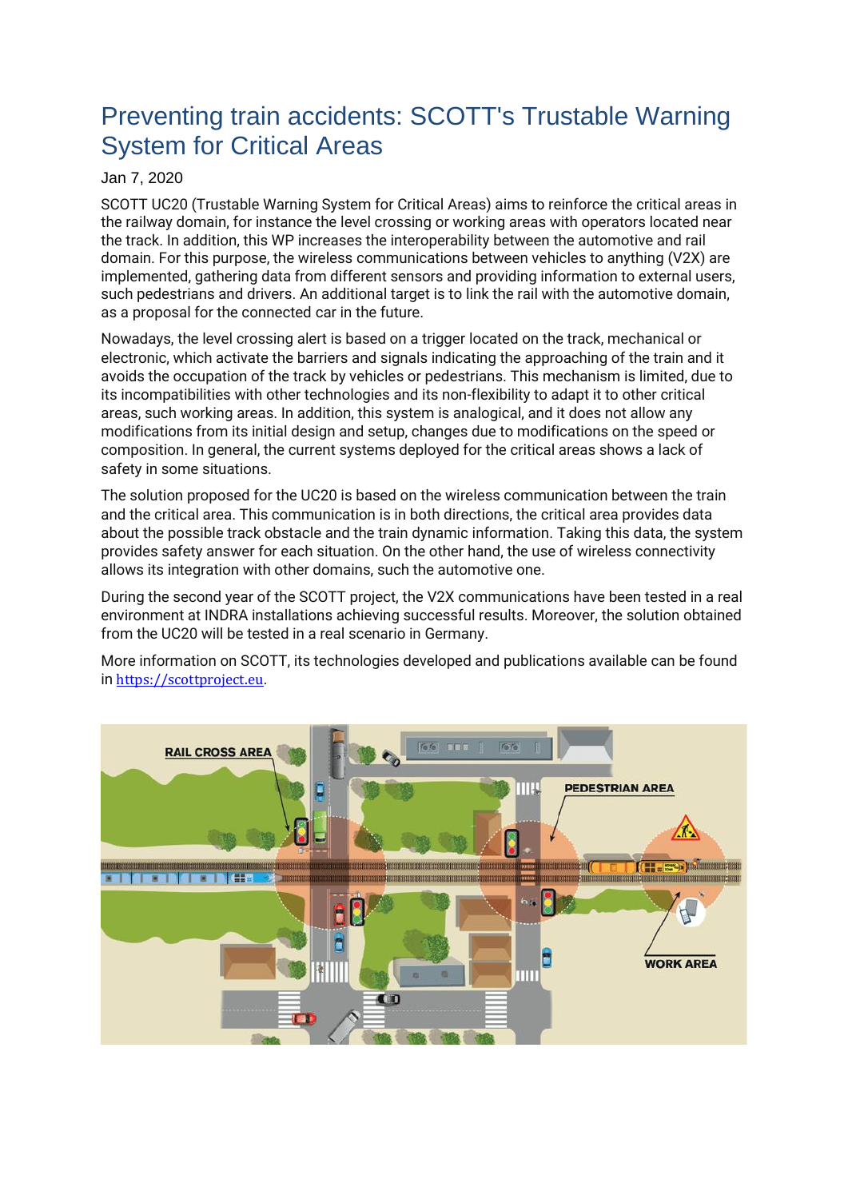# Preventing train accidents: SCOTT's Trustable Warning System for Critical Areas

Jan 7, 2020

SCOTT UC20 (Trustable Warning System for Critical Areas) aims to reinforce the critical areas in the railway domain, for instance the level crossing or working areas with operators located near the track. In addition, this WP increases the interoperability between the automotive and rail domain. For this purpose, the wireless communications between vehicles to anything (V2X) are implemented, gathering data from different sensors and providing information to external users, such pedestrians and drivers. An additional target is to link the rail with the automotive domain, as a proposal for the connected car in the future.

Nowadays, the level crossing alert is based on a trigger located on the track, mechanical or electronic, which activate the barriers and signals indicating the approaching of the train and it avoids the occupation of the track by vehicles or pedestrians. This mechanism is limited, due to its incompatibilities with other technologies and its non-flexibility to adapt it to other critical areas, such working areas. In addition, this system is analogical, and it does not allow any modifications from its initial design and setup, changes due to modifications on the speed or composition. In general, the current systems deployed for the critical areas shows a lack of safety in some situations.

The solution proposed for the UC20 is based on the wireless communication between the train and the critical area. This communication is in both directions, the critical area provides data about the possible track obstacle and the train dynamic information. Taking this data, the system provides safety answer for each situation. On the other hand, the use of wireless connectivity allows its integration with other domains, such the automotive one.

During the second year of the SCOTT project, the V2X communications have been tested in a real environment at INDRA installations achieving successful results. Moreover, the solution obtained from the UC20 will be tested in a real scenario in Germany.

More information on SCOTT, its technologies developed and publications available can be found in https://scottproject.eu.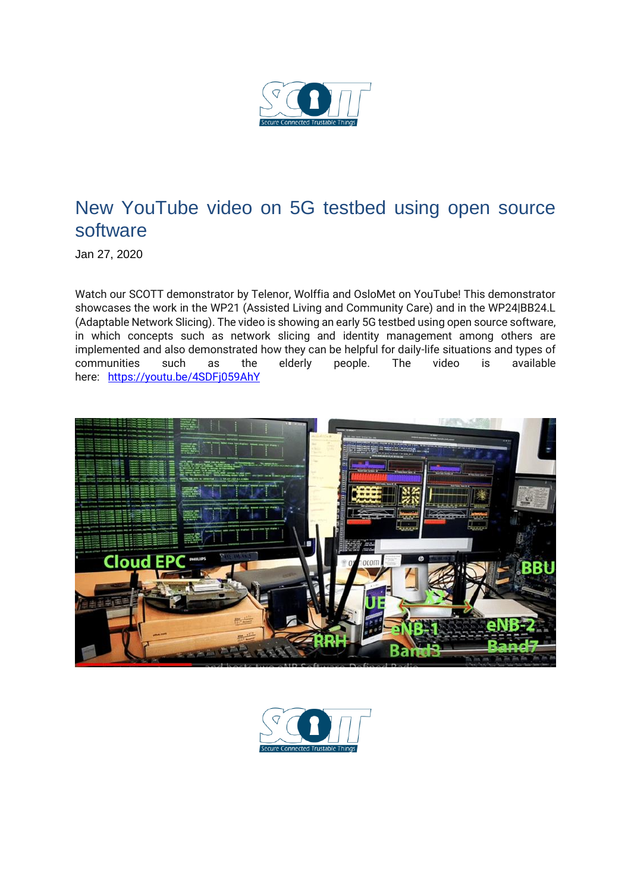# New YouTube video on 5G testbed using open source software

Jan 27, 2020

Watch our SCOTT demonstrator by Telenor, Wolffia and OsloMet on YouTube! This demonstrator showcases the work in the WP21 (Assisted Living and Community Care) and in the WP24|BB24.L (Adaptable Network Slicing). The video is showing an early 5G testbed using open source software, in which concepts such as network slicing and identity management among others are implemented and also demonstrated how they can be helpful for daily-life situations and types of communities such as the elderly people. The video is available here: [https://youtu.be/4SDFj059AhY](https://youtu.be/4SDFj059AhY)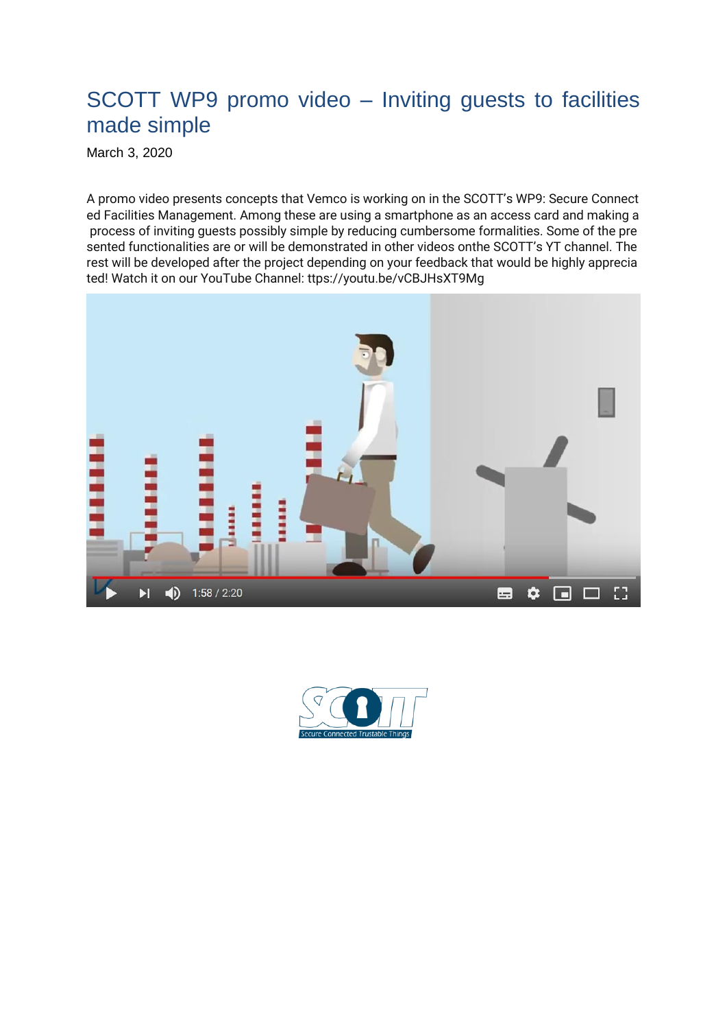# SCOTT WP9 promo video – Inviting guests to facilities made simple

March 3, 2020

A promo video presents concepts that Vemco is working on in the SCOTT's WP9: Secure Connected Facilities Management. Among these are using a smartphone as an access card and making a process of inviting guests possibly simple by reducing cumbersome formalities. Some of the presented functionalities are or will be demonstrated in other videos onthe SCOTT's YT channel. The rest will be developed after the project depending on your feedback that would be highly appreciated! Watch it on our YouTube Channel: ttps://youtu.be/vCBJHsXT9Mg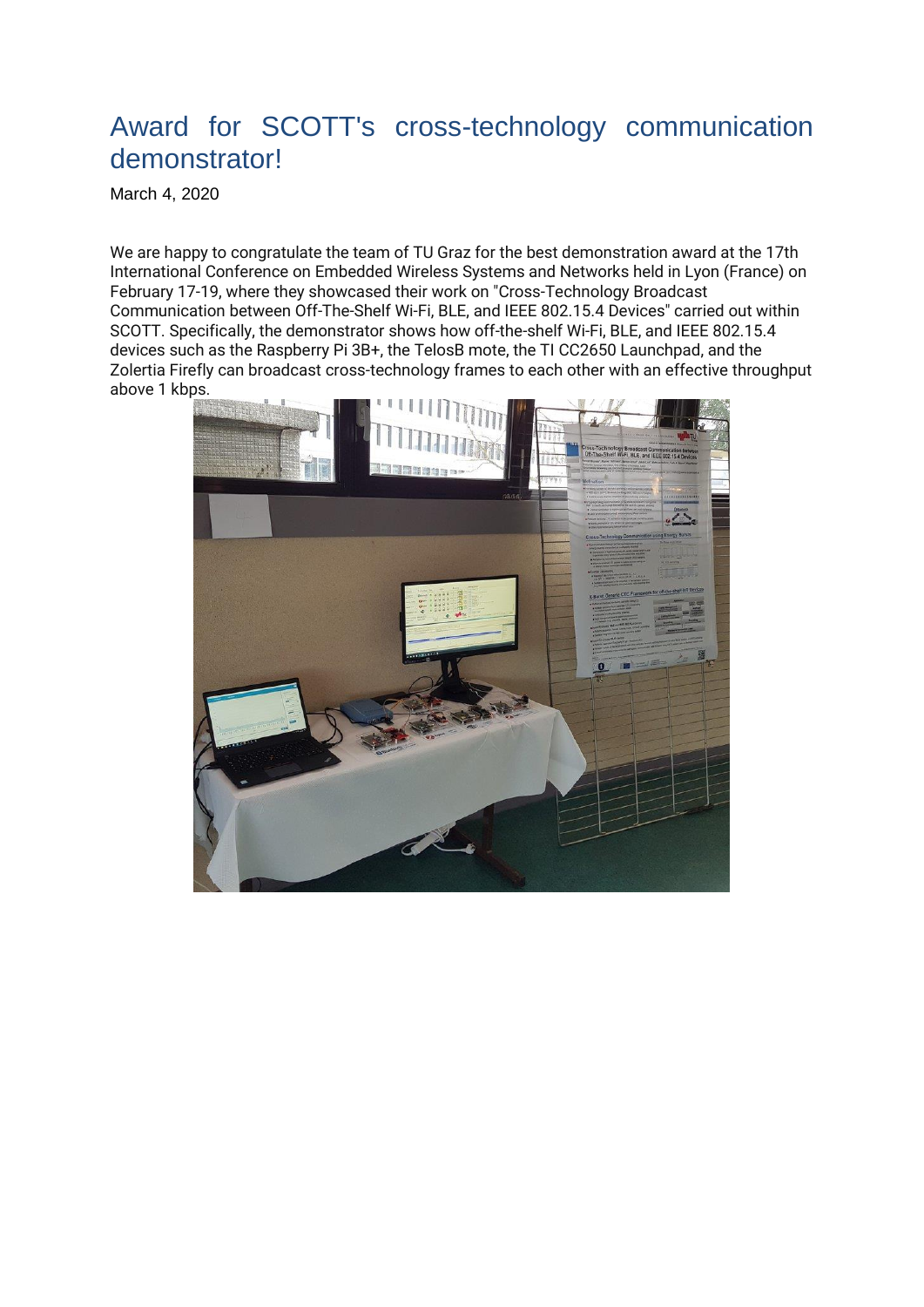# Award for SCOTT's cross-technology communication demonstrator!

March 4, 2020

We are happy to congratulate the team of TU Graz for the best demonstration award at the 17th International Conference on Embedded Wireless Systems and Networks held in Lyon (France) on February 17-19, where they showcased their work on "Cross-Technology Broadcast Communication between Off-The-Shelf Wi-Fi, BLE, and IEEE 802.15.4 Devices" carried out within SCOTT. Specifically, the demonstrator shows how off-the-shelf Wi-Fi, BLE, and IEEE 802.15.4 devices such as the Raspberry Pi 3B+, the TelosB mote, the TI CC2650 Launchpad, and the Zolertia Firefly can broadcast cross-technology frames to each other with an effective throughput above 1 kbps.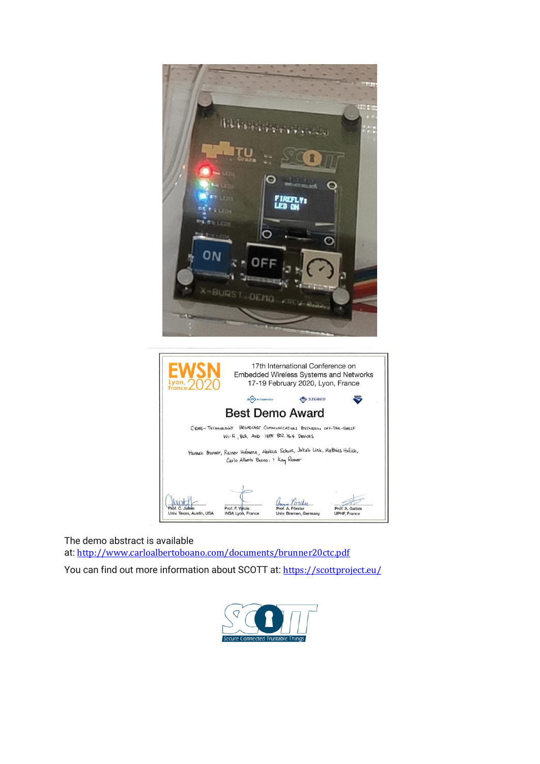The demo abstract is available at: http://www.carloalbertoboano.com/documents/brunner20ctc.pdf

You can find out more information about SCOTT at: https://scottproject.eu/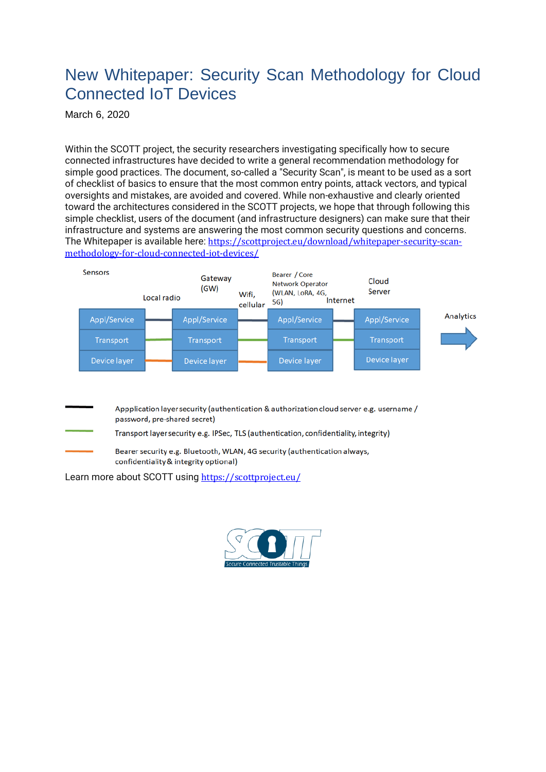# New Whitepaper: Security Scan Methodology for Cloud Connected IoT Devices

March 6, 2020

Within the SCOTT project, the security researchers investigating specifically how to secure connected infrastructures have decided to write a general recommendation methodology for simple good practices. The document, so-called a "Security Scan", is meant to be used as a sort of checklist of basics to ensure that the most common entry points, attack vectors, and typical oversights and mistakes, are avoided and covered. While non-exhaustive and clearly oriented toward the architectures considered in the SCOTT projects, we hope that through following this simple checklist, users of the document (and infrastructure designers) can make sure that their infrastructure and systems are answering the most common security questions and concerns. The Whitepaper is available here: https://scottproject.eu/download/whitepaper-security-scan-methodology-for-cloud-connected-iot-devices/

Sensors | Local radio | Gateway (GW) | Wifi, cellular | Bearer / Core Network Operator (WLAN, LoRA, 4G, 5G) | Internet | Cloud Server | Analytics

| Sensors | Gateway (GW) | Bearer / Core Network Operator | Cloud Server |
|---|---|---|---|
| Appl/Service | Appl/Service | Appl/Service | Appl/Service |
| Transport | Transport | Transport | Transport |
| Device layer | Device layer | Device layer | Device layer |

- Appplication layer security (authentication & authorization cloud server e.g. username / password, pre-shared secret)
- Transport layer security e.g. IPSec, TLS (authentication, confidentiality, integrity)
- Bearer security e.g. Bluetooth, WLAN, 4G security (authentication always, confidentiality & integrity optional)

Learn more about SCOTT using https://scottproject.eu/

Secure Connected Trustable Things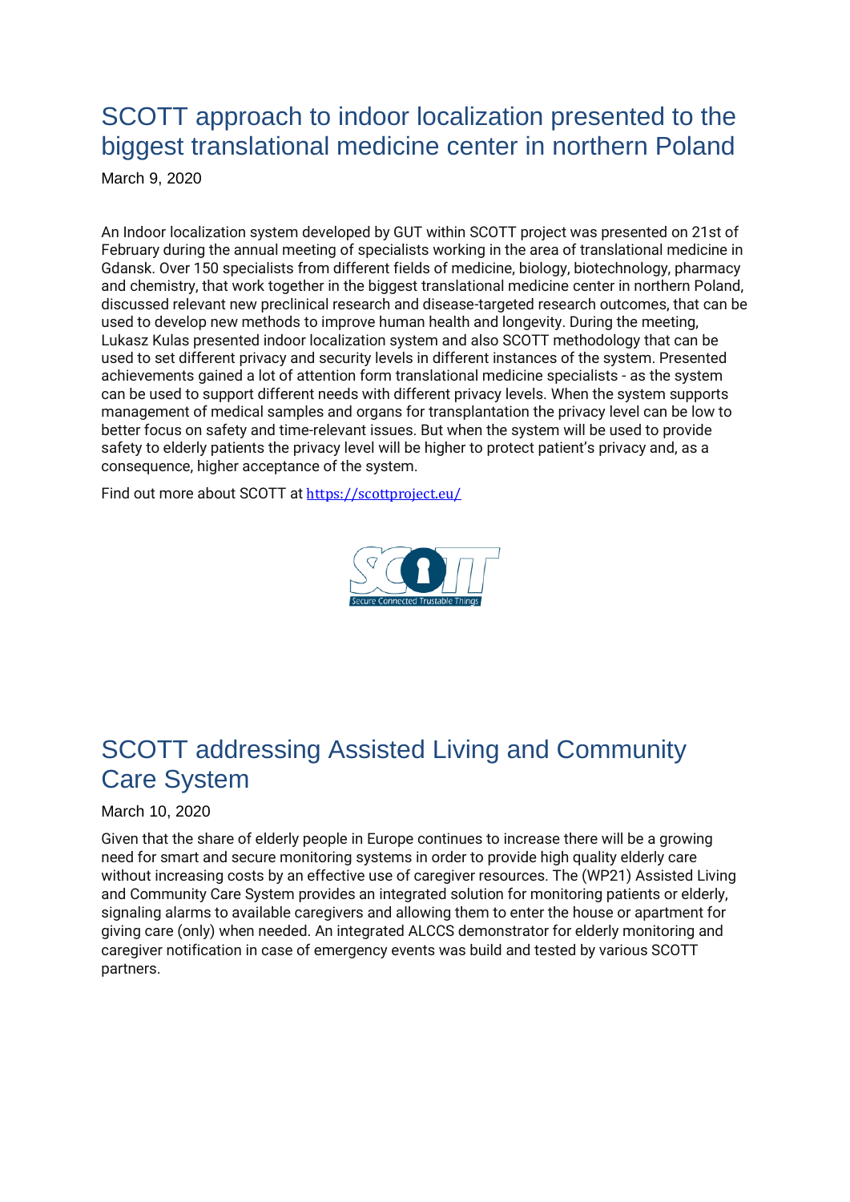# SCOTT approach to indoor localization presented to the biggest translational medicine center in northern Poland

March 9, 2020

An Indoor localization system developed by GUT within SCOTT project was presented on 21st of February during the annual meeting of specialists working in the area of translational medicine in Gdansk. Over 150 specialists from different fields of medicine, biology, biotechnology, pharmacy and chemistry, that work together in the biggest translational medicine center in northern Poland, discussed relevant new preclinical research and disease-targeted research outcomes, that can be used to develop new methods to improve human health and longevity. During the meeting, Lukasz Kulas presented indoor localization system and also SCOTT methodology that can be used to set different privacy and security levels in different instances of the system. Presented achievements gained a lot of attention form translational medicine specialists - as the system can be used to support different needs with different privacy levels. When the system supports management of medical samples and organs for transplantation the privacy level can be low to better focus on safety and time-relevant issues. But when the system will be used to provide safety to elderly patients the privacy level will be higher to protect patient's privacy and, as a consequence, higher acceptance of the system.

Find out more about SCOTT at https://scottproject.eu/

# SCOTT addressing Assisted Living and Community Care System

March 10, 2020

Given that the share of elderly people in Europe continues to increase there will be a growing need for smart and secure monitoring systems in order to provide high quality elderly care without increasing costs by an effective use of caregiver resources. The (WP21) Assisted Living and Community Care System provides an integrated solution for monitoring patients or elderly, signaling alarms to available caregivers and allowing them to enter the house or apartment for giving care (only) when needed. An integrated ALCCS demonstrator for elderly monitoring and caregiver notification in case of emergency events was build and tested by various SCOTT partners.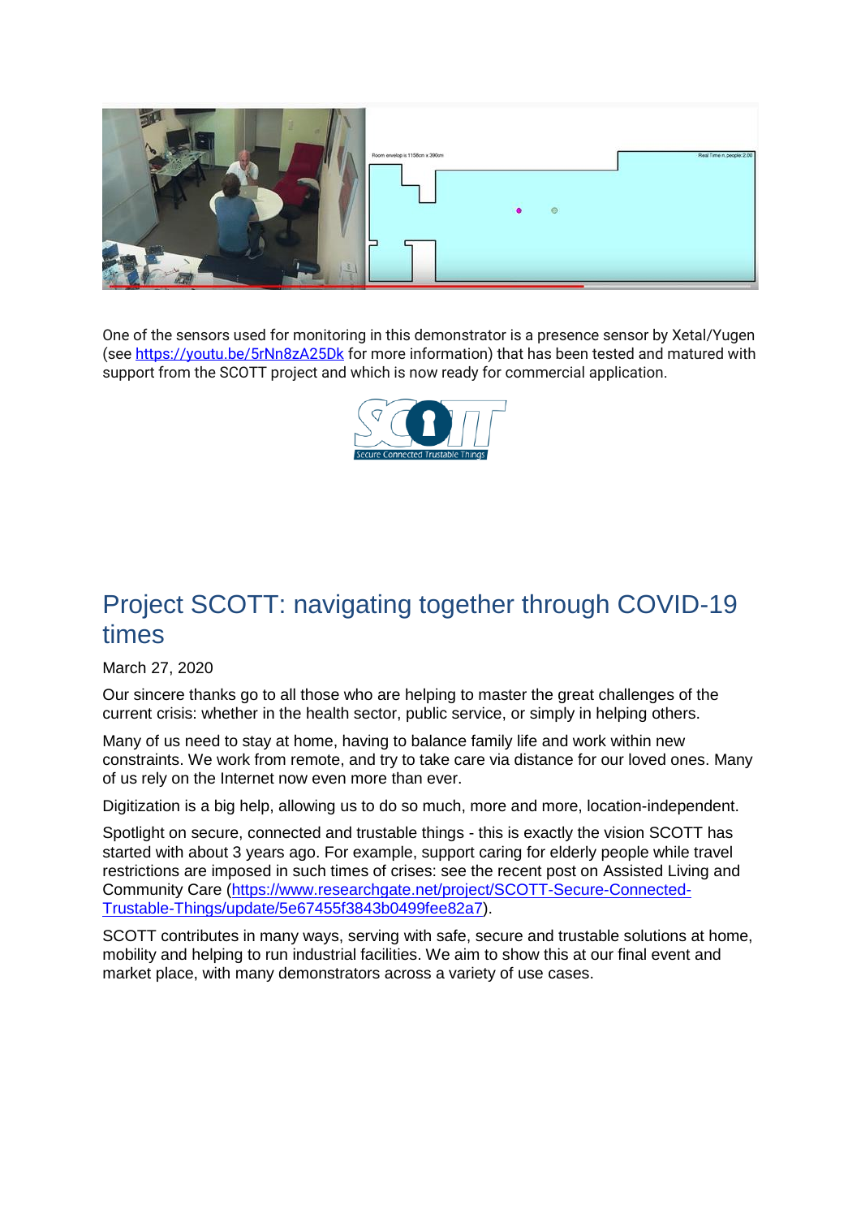One of the sensors used for monitoring in this demonstrator is a presence sensor by Xetal/Yugen (see https://youtu.be/5rNn8zA25Dk for more information) that has been tested and matured with support from the SCOTT project and which is now ready for commercial application.

# Project SCOTT: navigating together through COVID-19 times

March 27, 2020

Our sincere thanks go to all those who are helping to master the great challenges of the current crisis: whether in the health sector, public service, or simply in helping others.

Many of us need to stay at home, having to balance family life and work within new constraints. We work from remote, and try to take care via distance for our loved ones. Many of us rely on the Internet now even more than ever.

Digitization is a big help, allowing us to do so much, more and more, location-independent.

Spotlight on secure, connected and trustable things - this is exactly the vision SCOTT has started with about 3 years ago. For example, support caring for elderly people while travel restrictions are imposed in such times of crises: see the recent post on Assisted Living and Community Care (https://www.researchgate.net/project/SCOTT-Secure-Connected-Trustable-Things/update/5e67455f3843b0499fee82a7).

SCOTT contributes in many ways, serving with safe, secure and trustable solutions at home, mobility and helping to run industrial facilities. We aim to show this at our final event and market place, with many demonstrators across a variety of use cases.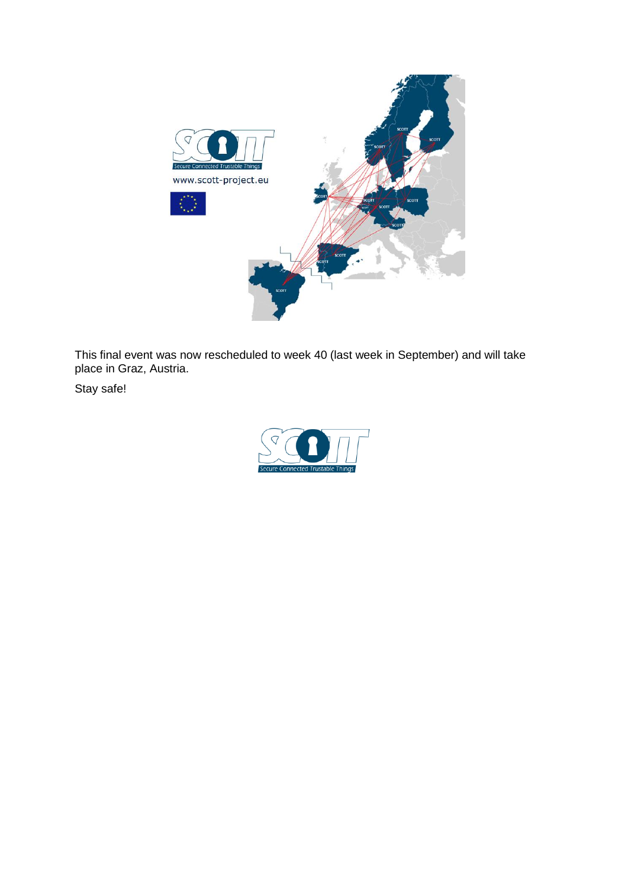This final event was now rescheduled to week 40 (last week in September) and will take place in Graz, Austria.

Stay safe!